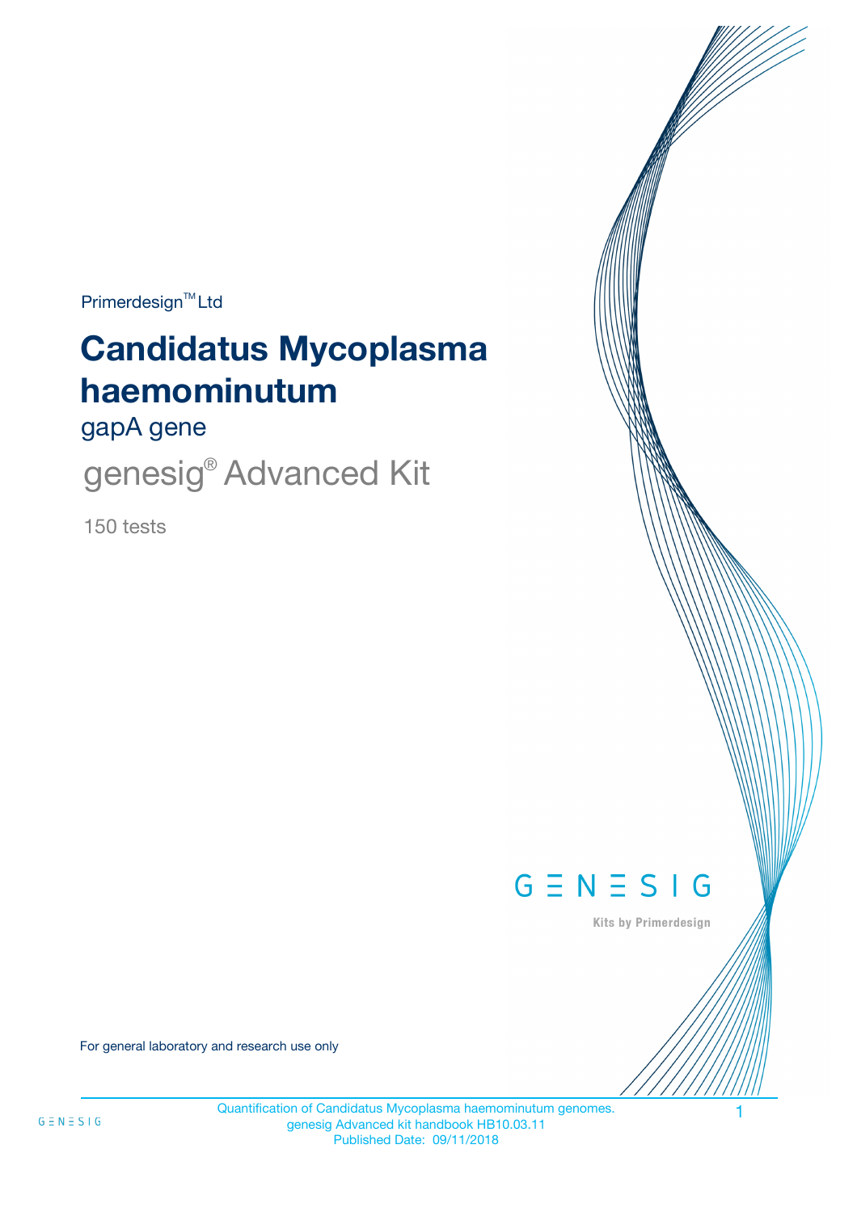Primerdesign™ Ltd

# Candidatus Mycoplasma haemominutum

gapA gene

genesig® Advanced Kit

150 tests

GENESIG

Kits by Primerdesign

For general laboratory and research use only

Quantification of Candidatus Mycoplasma haemominutum genomes.
genesig Advanced kit handbook HB10.03.11
Published Date: 09/11/2018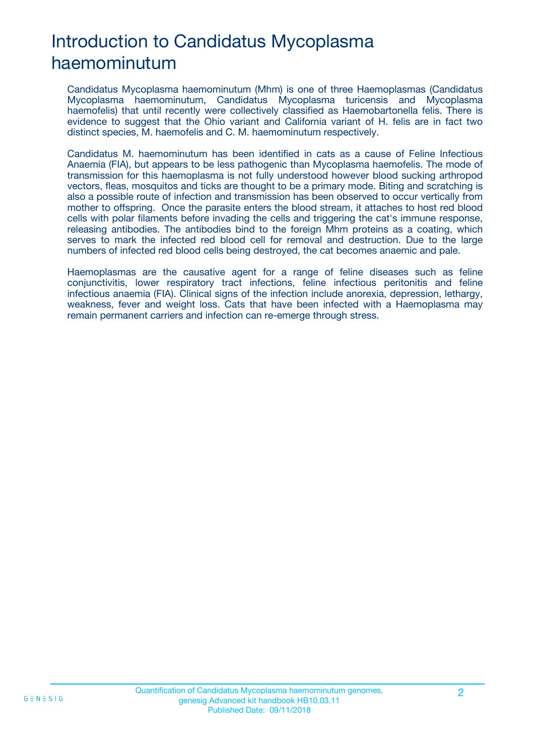# Introduction to Candidatus Mycoplasma haemominutum

Candidatus Mycoplasma haemominutum (Mhm) is one of three Haemoplasmas (Candidatus Mycoplasma haemominutum, Candidatus Mycoplasma turicensis and Mycoplasma haemofelis) that until recently were collectively classified as Haemobartonella felis. There is evidence to suggest that the Ohio variant and California variant of H. felis are in fact two distinct species, M. haemofelis and C. M. haemominutum respectively.

Candidatus M. haemominutum has been identified in cats as a cause of Feline Infectious Anaemia (FIA), but appears to be less pathogenic than Mycoplasma haemofelis. The mode of transmission for this haemoplasma is not fully understood however blood sucking arthropod vectors, fleas, mosquitos and ticks are thought to be a primary mode. Biting and scratching is also a possible route of infection and transmission has been observed to occur vertically from mother to offspring. Once the parasite enters the blood stream, it attaches to host red blood cells with polar filaments before invading the cells and triggering the cat's immune response, releasing antibodies. The antibodies bind to the foreign Mhm proteins as a coating, which serves to mark the infected red blood cell for removal and destruction. Due to the large numbers of infected red blood cells being destroyed, the cat becomes anaemic and pale.

Haemoplasmas are the causative agent for a range of feline diseases such as feline conjunctivitis, lower respiratory tract infections, feline infectious peritonitis and feline infectious anaemia (FIA). Clinical signs of the infection include anorexia, depression, lethargy, weakness, fever and weight loss. Cats that have been infected with a Haemoplasma may remain permanent carriers and infection can re-emerge through stress.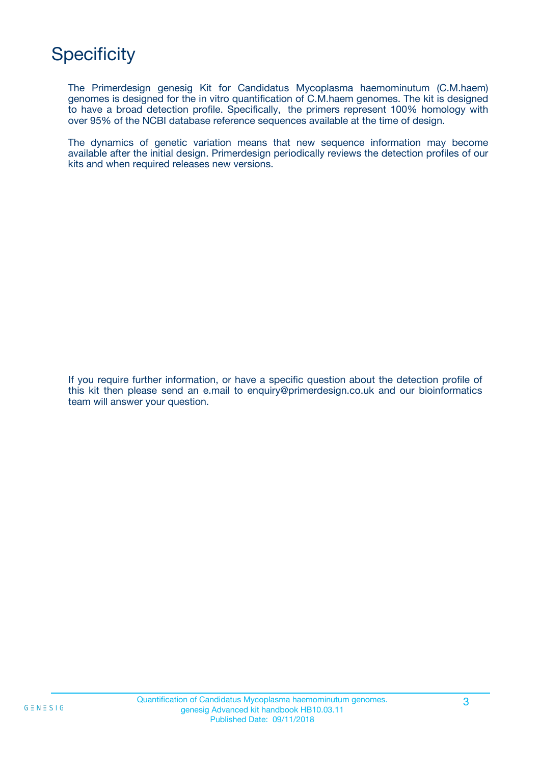# Specificity

The Primerdesign genesig Kit for Candidatus Mycoplasma haemominutum (C.M.haem) genomes is designed for the in vitro quantification of C.M.haem genomes. The kit is designed to have a broad detection profile. Specifically, the primers represent 100% homology with over 95% of the NCBI database reference sequences available at the time of design.

The dynamics of genetic variation means that new sequence information may become available after the initial design. Primerdesign periodically reviews the detection profiles of our kits and when required releases new versions.

If you require further information, or have a specific question about the detection profile of this kit then please send an e.mail to enquiry@primerdesign.co.uk and our bioinformatics team will answer your question.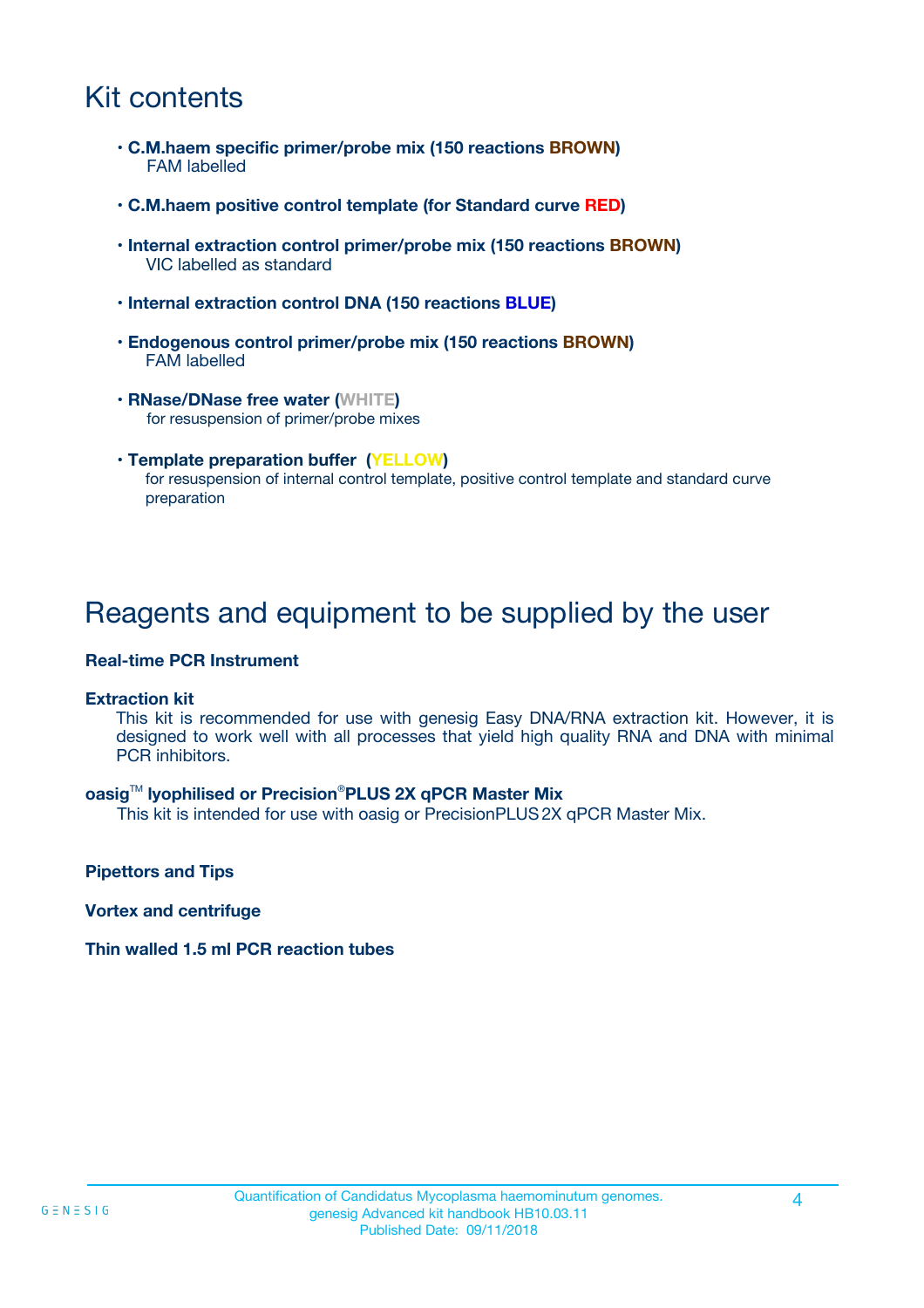# Kit contents

- **C.M.haem specific primer/probe mix (150 reactions BROWN)**
  FAM labelled
- **C.M.haem positive control template (for Standard curve RED)**
- **Internal extraction control primer/probe mix (150 reactions BROWN)**
  VIC labelled as standard
- **Internal extraction control DNA (150 reactions BLUE)**
- **Endogenous control primer/probe mix (150 reactions BROWN)**
  FAM labelled
- **RNase/DNase free water (WHITE)**
  for resuspension of primer/probe mixes
- **Template preparation buffer (YELLOW)**
  for resuspension of internal control template, positive control template and standard curve preparation

# Reagents and equipment to be supplied by the user

**Real-time PCR Instrument**

**Extraction kit**
This kit is recommended for use with genesig Easy DNA/RNA extraction kit. However, it is designed to work well with all processes that yield high quality RNA and DNA with minimal PCR inhibitors.

**oasig™ lyophilised or Precision®PLUS 2X qPCR Master Mix**
This kit is intended for use with oasig or PrecisionPLUS 2X qPCR Master Mix.

**Pipettors and Tips**

**Vortex and centrifuge**

**Thin walled 1.5 ml PCR reaction tubes**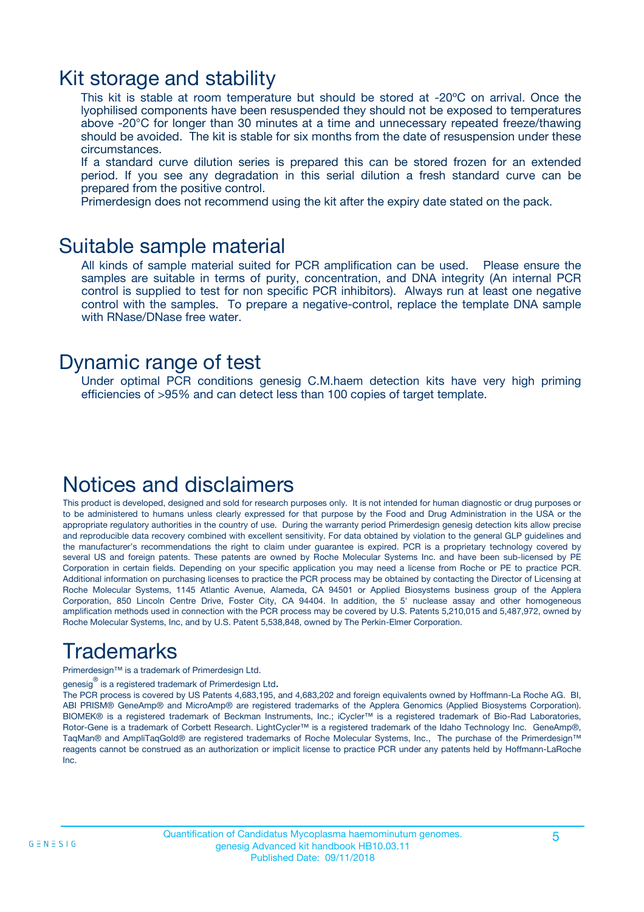# Kit storage and stability

This kit is stable at room temperature but should be stored at -20ºC on arrival. Once the lyophilised components have been resuspended they should not be exposed to temperatures above -20°C for longer than 30 minutes at a time and unnecessary repeated freeze/thawing should be avoided. The kit is stable for six months from the date of resuspension under these circumstances.

If a standard curve dilution series is prepared this can be stored frozen for an extended period. If you see any degradation in this serial dilution a fresh standard curve can be prepared from the positive control.

Primerdesign does not recommend using the kit after the expiry date stated on the pack.

# Suitable sample material

All kinds of sample material suited for PCR amplification can be used. Please ensure the samples are suitable in terms of purity, concentration, and DNA integrity (An internal PCR control is supplied to test for non specific PCR inhibitors). Always run at least one negative control with the samples. To prepare a negative-control, replace the template DNA sample with RNase/DNase free water.

# Dynamic range of test

Under optimal PCR conditions genesig C.M.haem detection kits have very high priming efficiencies of >95% and can detect less than 100 copies of target template.

# Notices and disclaimers

This product is developed, designed and sold for research purposes only. It is not intended for human diagnostic or drug purposes or to be administered to humans unless clearly expressed for that purpose by the Food and Drug Administration in the USA or the appropriate regulatory authorities in the country of use. During the warranty period Primerdesign genesig detection kits allow precise and reproducible data recovery combined with excellent sensitivity. For data obtained by violation to the general GLP guidelines and the manufacturer's recommendations the right to claim under guarantee is expired. PCR is a proprietary technology covered by several US and foreign patents. These patents are owned by Roche Molecular Systems Inc. and have been sub-licensed by PE Corporation in certain fields. Depending on your specific application you may need a license from Roche or PE to practice PCR. Additional information on purchasing licenses to practice the PCR process may be obtained by contacting the Director of Licensing at Roche Molecular Systems, 1145 Atlantic Avenue, Alameda, CA 94501 or Applied Biosystems business group of the Applera Corporation, 850 Lincoln Centre Drive, Foster City, CA 94404. In addition, the 5' nuclease assay and other homogeneous amplification methods used in connection with the PCR process may be covered by U.S. Patents 5,210,015 and 5,487,972, owned by Roche Molecular Systems, Inc, and by U.S. Patent 5,538,848, owned by The Perkin-Elmer Corporation.

# Trademarks

Primerdesign™ is a trademark of Primerdesign Ltd.

genesig® is a registered trademark of Primerdesign Ltd.

The PCR process is covered by US Patents 4,683,195, and 4,683,202 and foreign equivalents owned by Hoffmann-La Roche AG. BI, ABI PRISM® GeneAmp® and MicroAmp® are registered trademarks of the Applera Genomics (Applied Biosystems Corporation). BIOMEK® is a registered trademark of Beckman Instruments, Inc.; iCycler™ is a registered trademark of Bio-Rad Laboratories, Rotor-Gene is a trademark of Corbett Research. LightCycler™ is a registered trademark of the Idaho Technology Inc. GeneAmp®, TaqMan® and AmpliTaqGold® are registered trademarks of Roche Molecular Systems, Inc., The purchase of the Primerdesign™ reagents cannot be construed as an authorization or implicit license to practice PCR under any patents held by Hoffmann-LaRoche Inc.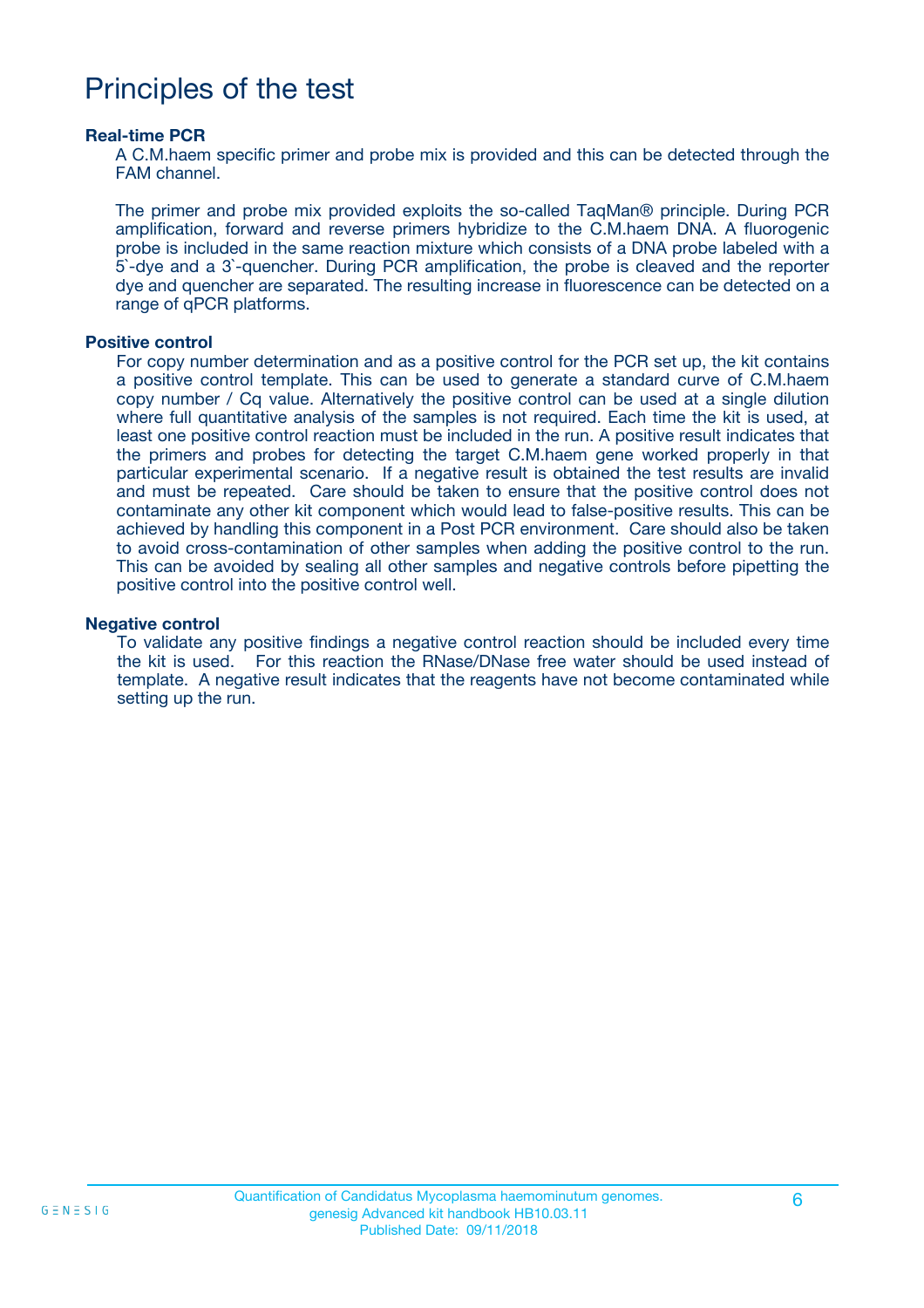# Principles of the test

### Real-time PCR

A C.M.haem specific primer and probe mix is provided and this can be detected through the FAM channel.

The primer and probe mix provided exploits the so-called TaqMan® principle. During PCR amplification, forward and reverse primers hybridize to the C.M.haem DNA. A fluorogenic probe is included in the same reaction mixture which consists of a DNA probe labeled with a 5`-dye and a 3`-quencher. During PCR amplification, the probe is cleaved and the reporter dye and quencher are separated. The resulting increase in fluorescence can be detected on a range of qPCR platforms.

### Positive control

For copy number determination and as a positive control for the PCR set up, the kit contains a positive control template. This can be used to generate a standard curve of C.M.haem copy number / Cq value. Alternatively the positive control can be used at a single dilution where full quantitative analysis of the samples is not required. Each time the kit is used, at least one positive control reaction must be included in the run. A positive result indicates that the primers and probes for detecting the target C.M.haem gene worked properly in that particular experimental scenario. If a negative result is obtained the test results are invalid and must be repeated. Care should be taken to ensure that the positive control does not contaminate any other kit component which would lead to false-positive results. This can be achieved by handling this component in a Post PCR environment. Care should also be taken to avoid cross-contamination of other samples when adding the positive control to the run. This can be avoided by sealing all other samples and negative controls before pipetting the positive control into the positive control well.

### Negative control

To validate any positive findings a negative control reaction should be included every time the kit is used. For this reaction the RNase/DNase free water should be used instead of template. A negative result indicates that the reagents have not become contaminated while setting up the run.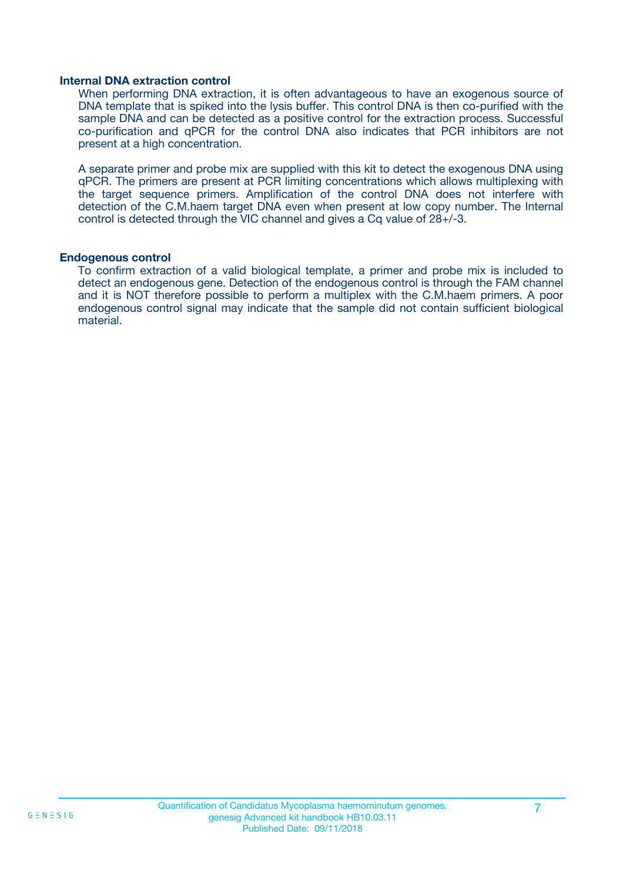### Internal DNA extraction control

When performing DNA extraction, it is often advantageous to have an exogenous source of DNA template that is spiked into the lysis buffer. This control DNA is then co-purified with the sample DNA and can be detected as a positive control for the extraction process. Successful co-purification and qPCR for the control DNA also indicates that PCR inhibitors are not present at a high concentration.

A separate primer and probe mix are supplied with this kit to detect the exogenous DNA using qPCR. The primers are present at PCR limiting concentrations which allows multiplexing with the target sequence primers. Amplification of the control DNA does not interfere with detection of the C.M.haem target DNA even when present at low copy number. The Internal control is detected through the VIC channel and gives a Cq value of 28+/-3.

### Endogenous control

To confirm extraction of a valid biological template, a primer and probe mix is included to detect an endogenous gene. Detection of the endogenous control is through the FAM channel and it is NOT therefore possible to perform a multiplex with the C.M.haem primers. A poor endogenous control signal may indicate that the sample did not contain sufficient biological material.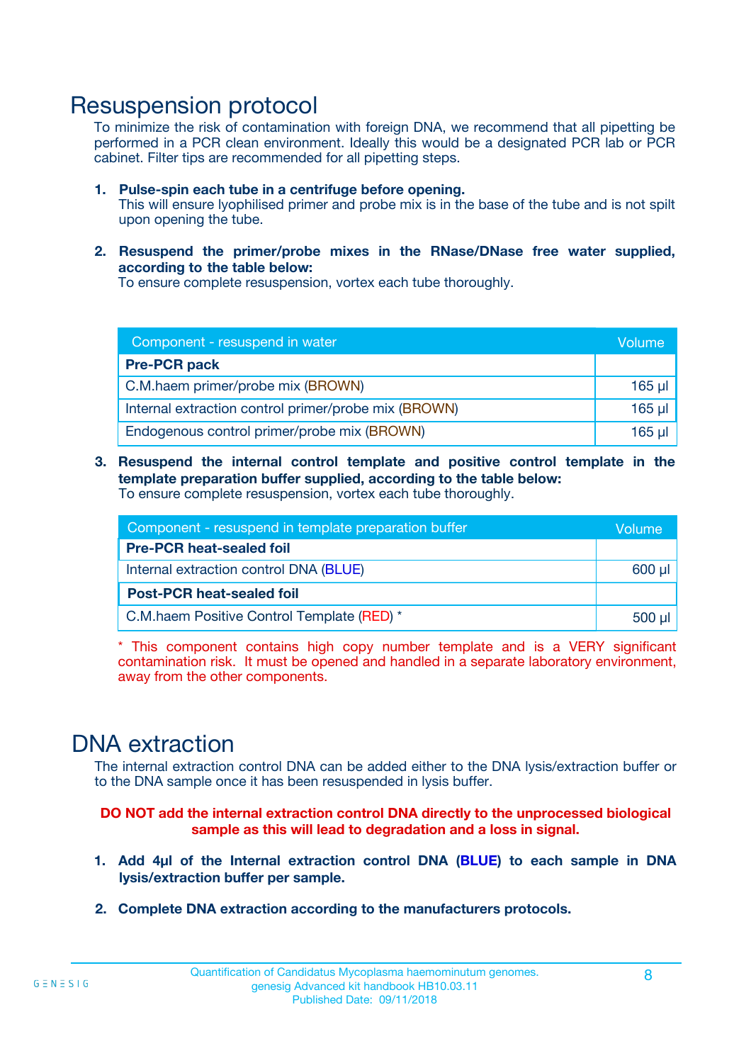# Resuspension protocol

To minimize the risk of contamination with foreign DNA, we recommend that all pipetting be performed in a PCR clean environment. Ideally this would be a designated PCR lab or PCR cabinet. Filter tips are recommended for all pipetting steps.

1. **Pulse-spin each tube in a centrifuge before opening.**
   This will ensure lyophilised primer and probe mix is in the base of the tube and is not spilt upon opening the tube.

2. **Resuspend the primer/probe mixes in the RNase/DNase free water supplied, according to the table below:**
   To ensure complete resuspension, vortex each tube thoroughly.

| Component - resuspend in water | Volume |
|---|---|
| **Pre-PCR pack** | |
| C.M.haem primer/probe mix (BROWN) | 165 µl |
| Internal extraction control primer/probe mix (BROWN) | 165 µl |
| Endogenous control primer/probe mix (BROWN) | 165 µl |

3. **Resuspend the internal control template and positive control template in the template preparation buffer supplied, according to the table below:**
   To ensure complete resuspension, vortex each tube thoroughly.

| Component - resuspend in template preparation buffer | Volume |
|---|---|
| **Pre-PCR heat-sealed foil** | |
| Internal extraction control DNA (BLUE) | 600 µl |
| **Post-PCR heat-sealed foil** | |
| C.M.haem Positive Control Template (RED) * | 500 µl |

* This component contains high copy number template and is a VERY significant contamination risk. It must be opened and handled in a separate laboratory environment, away from the other components.

# DNA extraction

The internal extraction control DNA can be added either to the DNA lysis/extraction buffer or to the DNA sample once it has been resuspended in lysis buffer.

**DO NOT add the internal extraction control DNA directly to the unprocessed biological sample as this will lead to degradation and a loss in signal.**

1. **Add 4µl of the Internal extraction control DNA (BLUE) to each sample in DNA lysis/extraction buffer per sample.**

2. **Complete DNA extraction according to the manufacturers protocols.**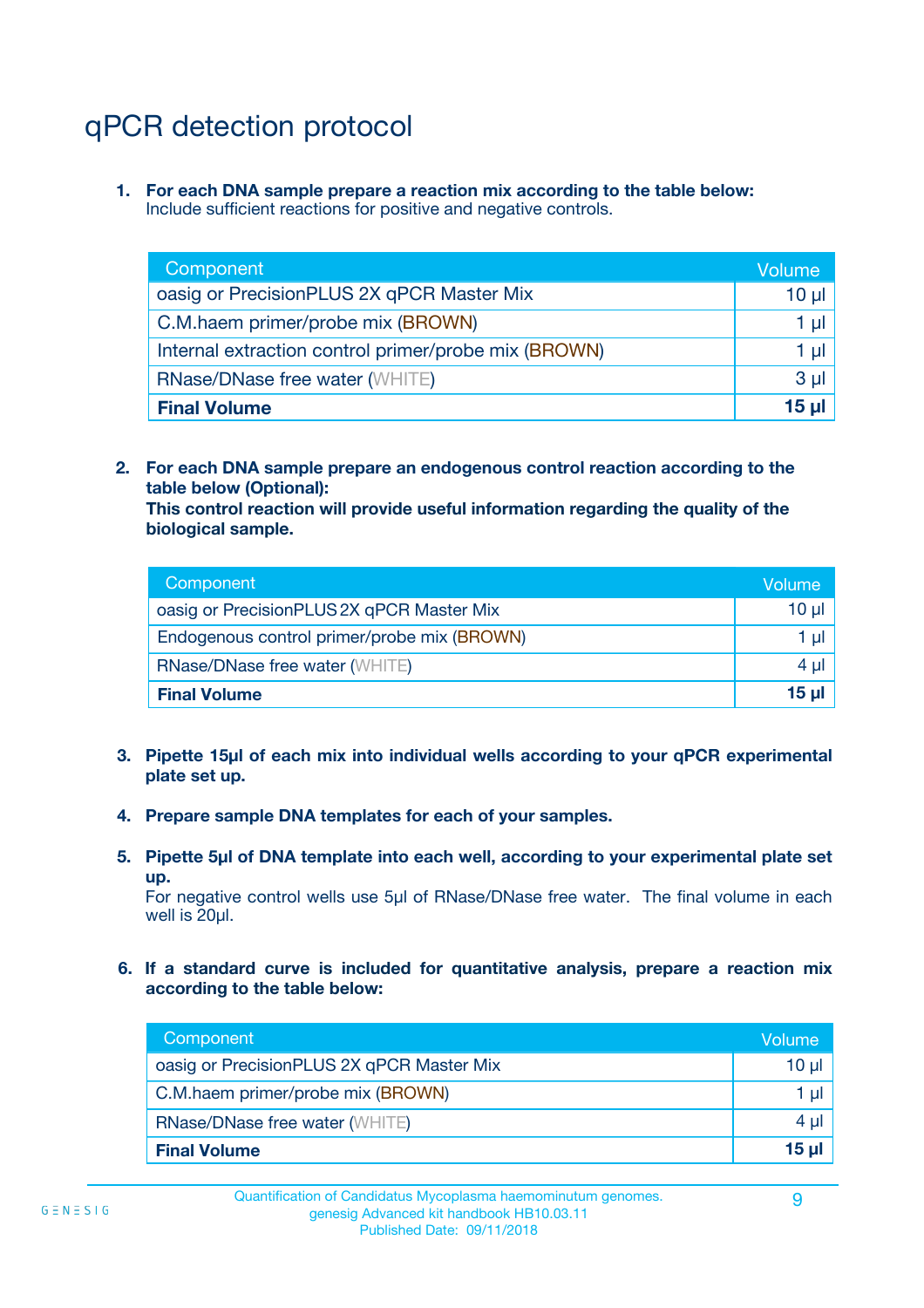# qPCR detection protocol

1. **For each DNA sample prepare a reaction mix according to the table below:**
   Include sufficient reactions for positive and negative controls.

| Component | Volume |
|---|---|
| oasig or PrecisionPLUS 2X qPCR Master Mix | 10 µl |
| C.M.haem primer/probe mix (BROWN) | 1 µl |
| Internal extraction control primer/probe mix (BROWN) | 1 µl |
| RNase/DNase free water (WHITE) | 3 µl |
| **Final Volume** | **15 µl** |

2. **For each DNA sample prepare an endogenous control reaction according to the table below (Optional):**
   **This control reaction will provide useful information regarding the quality of the biological sample.**

| Component | Volume |
|---|---|
| oasig or PrecisionPLUS 2X qPCR Master Mix | 10 µl |
| Endogenous control primer/probe mix (BROWN) | 1 µl |
| RNase/DNase free water (WHITE) | 4 µl |
| **Final Volume** | **15 µl** |

3. **Pipette 15µl of each mix into individual wells according to your qPCR experimental plate set up.**

4. **Prepare sample DNA templates for each of your samples.**

5. **Pipette 5µl of DNA template into each well, according to your experimental plate set up.**
   For negative control wells use 5µl of RNase/DNase free water. The final volume in each well is 20µl.

6. **If a standard curve is included for quantitative analysis, prepare a reaction mix according to the table below:**

| Component | Volume |
|---|---|
| oasig or PrecisionPLUS 2X qPCR Master Mix | 10 µl |
| C.M.haem primer/probe mix (BROWN) | 1 µl |
| RNase/DNase free water (WHITE) | 4 µl |
| **Final Volume** | **15 µl** |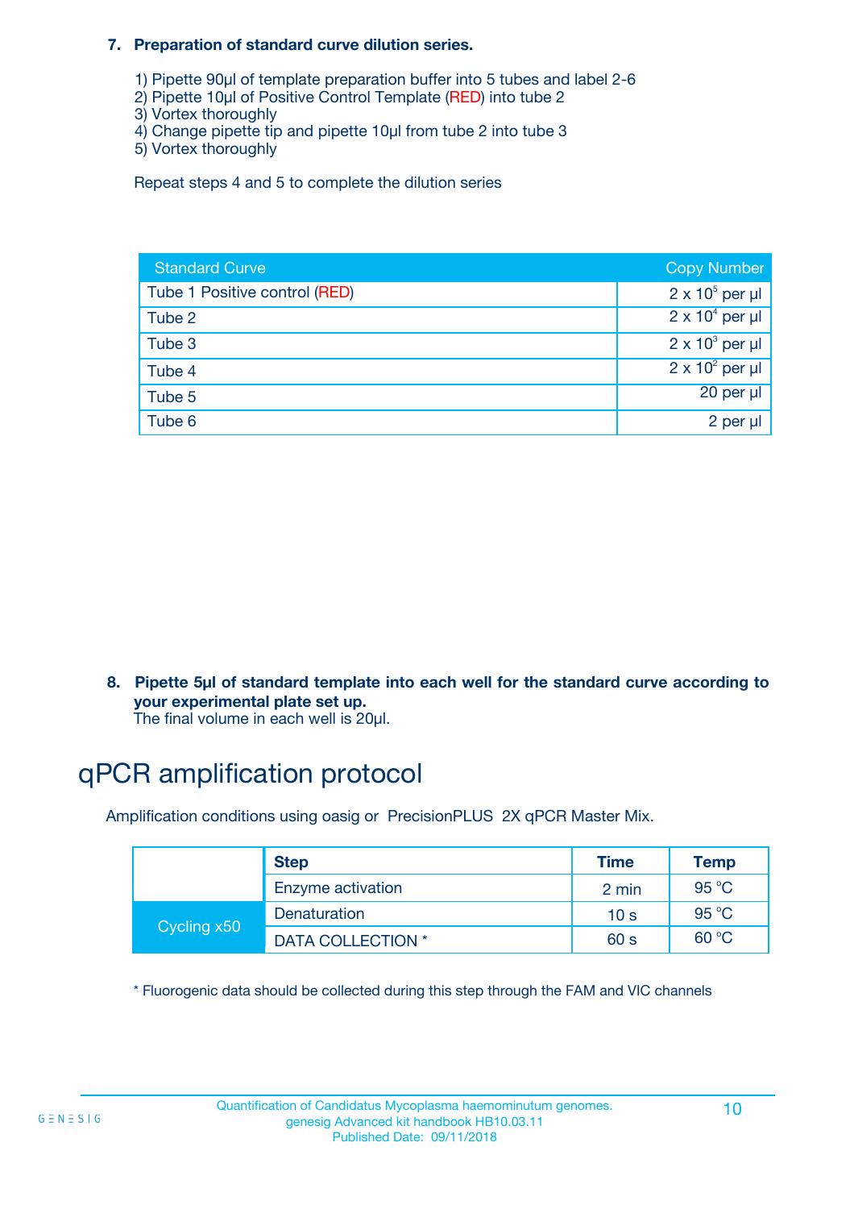**7. Preparation of standard curve dilution series.**

1) Pipette 90µl of template preparation buffer into 5 tubes and label 2-6
2) Pipette 10µl of Positive Control Template (RED) into tube 2
3) Vortex thoroughly
4) Change pipette tip and pipette 10µl from tube 2 into tube 3
5) Vortex thoroughly

Repeat steps 4 and 5 to complete the dilution series

| Standard Curve | Copy Number |
|---|---|
| Tube 1 Positive control (RED) | $2 \times 10^5$ per µl |
| Tube 2 | $2 \times 10^4$ per µl |
| Tube 3 | $2 \times 10^3$ per µl |
| Tube 4 | $2 \times 10^2$ per µl |
| Tube 5 | 20 per µl |
| Tube 6 | 2 per µl |

**8. Pipette 5µl of standard template into each well for the standard curve according to your experimental plate set up.**
The final volume in each well is 20µl.

# qPCR amplification protocol

Amplification conditions using oasig or PrecisionPLUS 2X qPCR Master Mix.

| | Step | Time | Temp |
|---|---|---|---|
| | Enzyme activation | 2 min | 95 °C |
| Cycling x50 | Denaturation | 10 s | 95 °C |
| | DATA COLLECTION * | 60 s | 60 °C |

* Fluorogenic data should be collected during this step through the FAM and VIC channels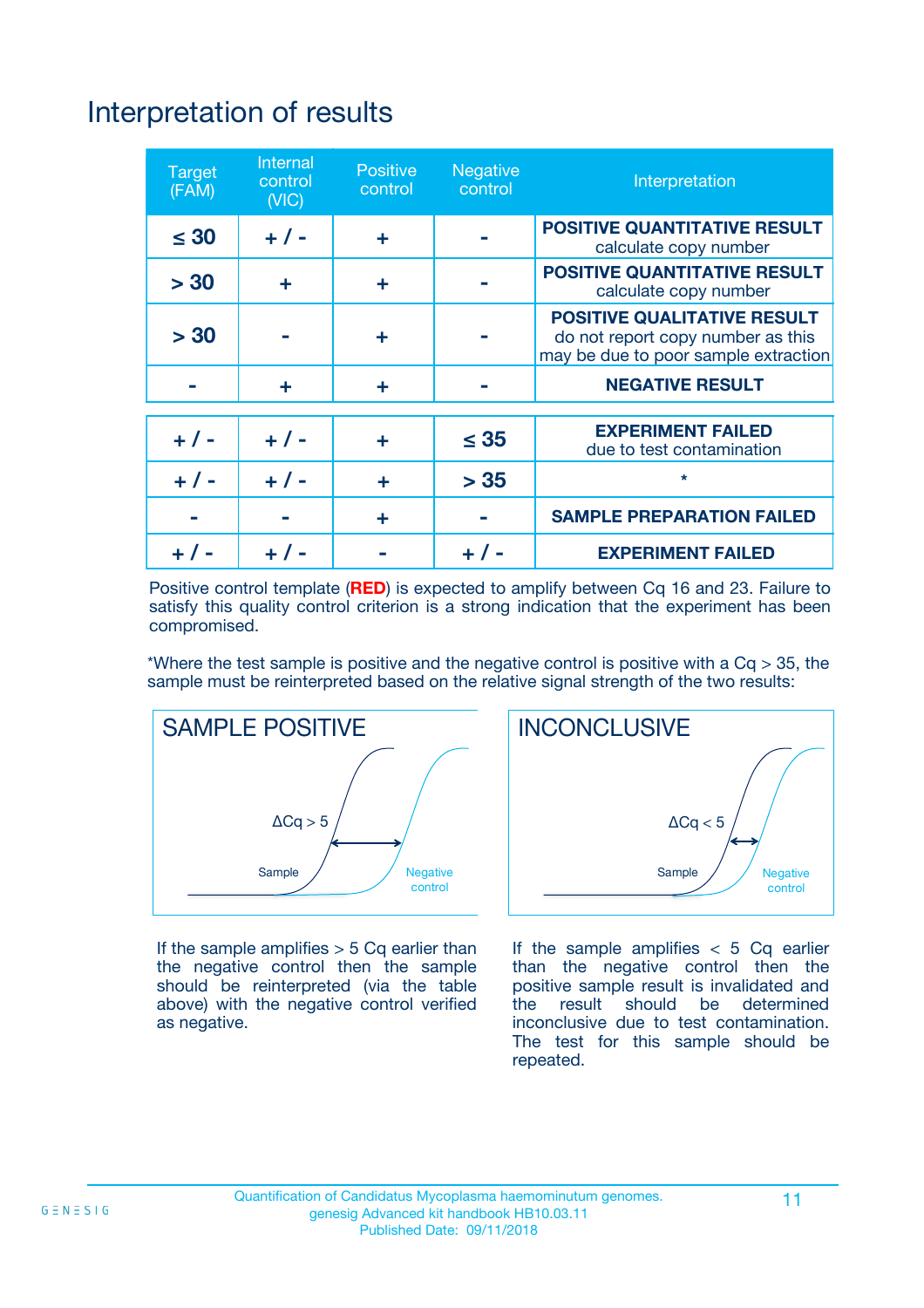# Interpretation of results

| Target (FAM) | Internal control (VIC) | Positive control | Negative control | Interpretation |
|---|---|---|---|---|
| ≤ 30 | + / - | + | - | **POSITIVE QUANTITATIVE RESULT** calculate copy number |
| > 30 | + | + | - | **POSITIVE QUANTITATIVE RESULT** calculate copy number |
| > 30 | - | + | - | **POSITIVE QUALITATIVE RESULT** do not report copy number as this may be due to poor sample extraction |
| - | + | + | - | **NEGATIVE RESULT** |
| + / - | + / - | + | ≤ 35 | **EXPERIMENT FAILED** due to test contamination |
| + / - | + / - | + | > 35 | * |
| - | - | + | - | **SAMPLE PREPARATION FAILED** |
| + / - | + / - | - | + / - | **EXPERIMENT FAILED** |

Positive control template (**RED**) is expected to amplify between Cq 16 and 23. Failure to satisfy this quality control criterion is a strong indication that the experiment has been compromised.

*Where the test sample is positive and the negative control is positive with a Cq > 35, the sample must be reinterpreted based on the relative signal strength of the two results:

**SAMPLE POSITIVE**

ΔCq > 5

Sample

Negative control

If the sample amplifies > 5 Cq earlier than the negative control then the sample should be reinterpreted (via the table above) with the negative control verified as negative.

**INCONCLUSIVE**

ΔCq < 5

Sample

Negative control

If the sample amplifies < 5 Cq earlier than the negative control then the positive sample result is invalidated and the result should be determined inconclusive due to test contamination. The test for this sample should be repeated.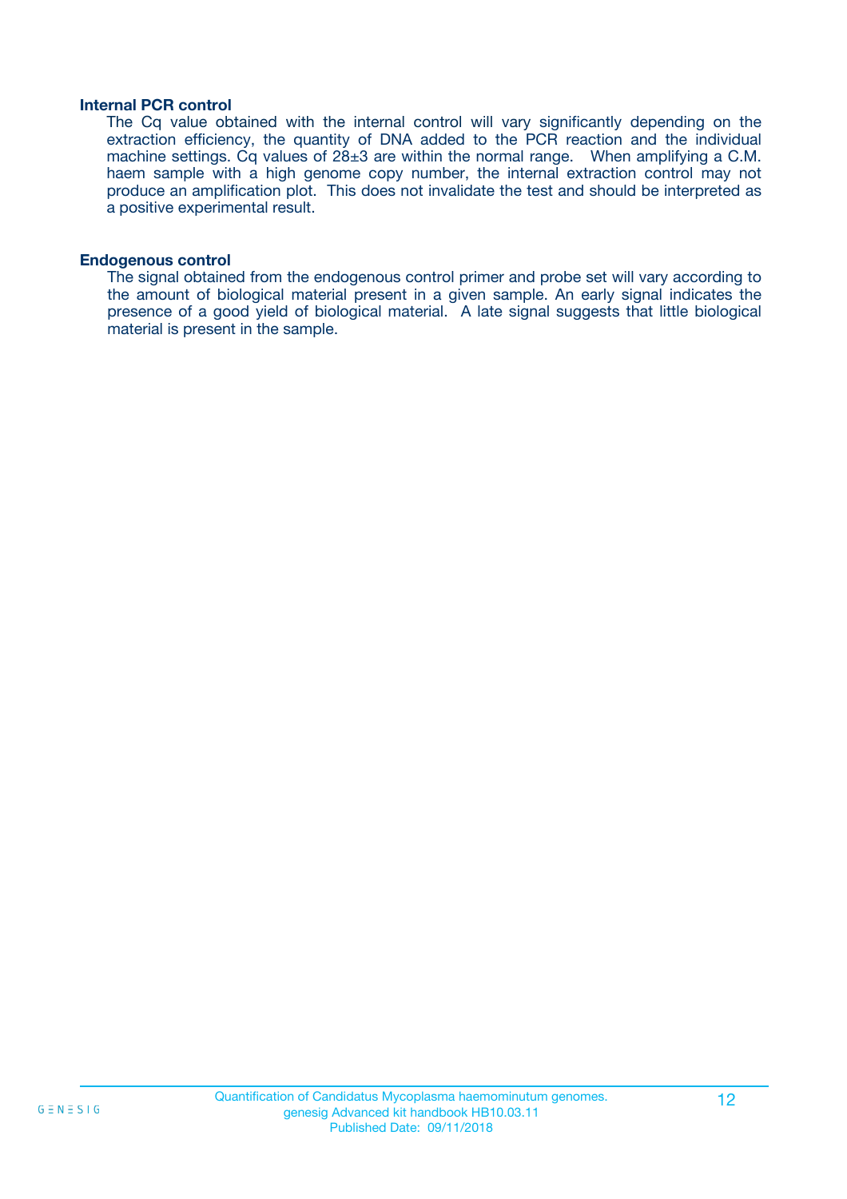### Internal PCR control

The Cq value obtained with the internal control will vary significantly depending on the extraction efficiency, the quantity of DNA added to the PCR reaction and the individual machine settings. Cq values of $28 \pm 3$ are within the normal range. When amplifying a C.M. haem sample with a high genome copy number, the internal extraction control may not produce an amplification plot. This does not invalidate the test and should be interpreted as a positive experimental result.

### Endogenous control

The signal obtained from the endogenous control primer and probe set will vary according to the amount of biological material present in a given sample. An early signal indicates the presence of a good yield of biological material. A late signal suggests that little biological material is present in the sample.